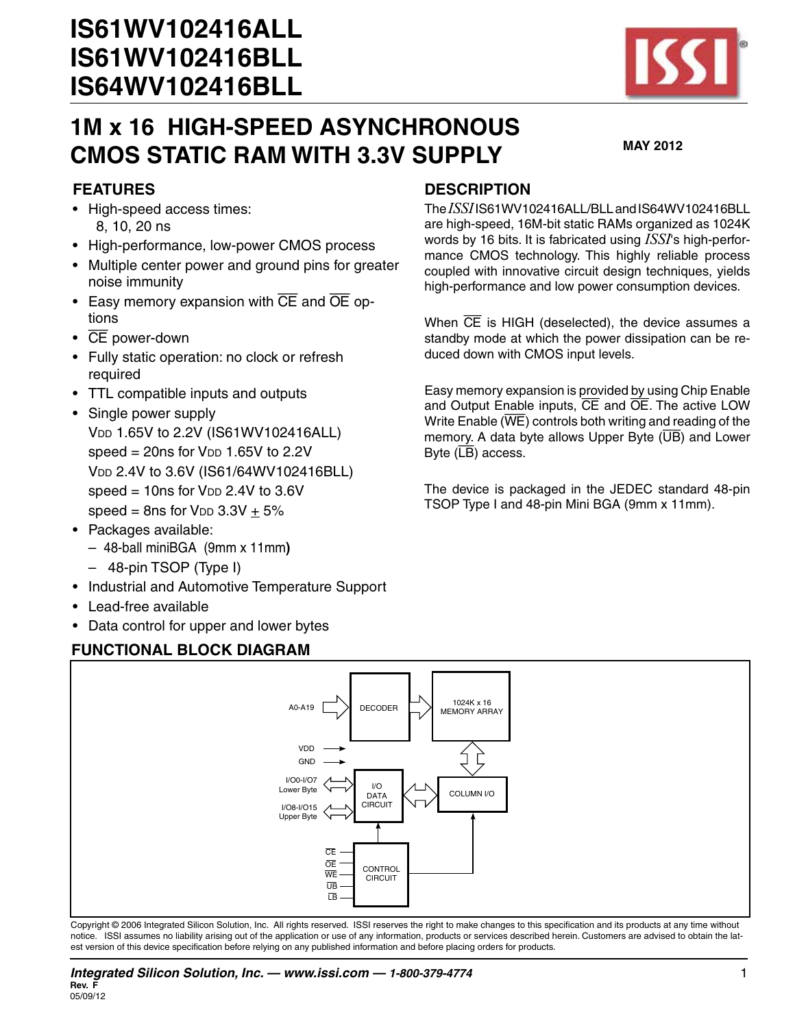# IS61WV102416ALL
# IS61WV102416BLL
# IS64WV102416BLL

## 1M x 16 HIGH-SPEED ASYNCHRONOUS CMOS STATIC RAM WITH 3.3V SUPPLY

**MAY 2012**

### FEATURES

- High-speed access times:
  8, 10, 20 ns
- High-performance, low-power CMOS process
- Multiple center power and ground pins for greater noise immunity
- Easy memory expansion with $\overline{CE}$ and $\overline{OE}$ options
- $\overline{CE}$ power-down
- Fully static operation: no clock or refresh required
- TTL compatible inputs and outputs
- Single power supply
  $V_{DD}$ 1.65V to 2.2V (IS61WV102416ALL)
  speed = 20ns for $V_{DD}$ 1.65V to 2.2V
  $V_{DD}$ 2.4V to 3.6V (IS61/64WV102416BLL)
  speed = 10ns for $V_{DD}$ 2.4V to 3.6V
  speed = 8ns for $V_{DD}$ 3.3V $\pm$ 5%
- Packages available:
  - 48-ball miniBGA (9mm x 11mm)
  - 48-pin TSOP (Type I)
- Industrial and Automotive Temperature Support
- Lead-free available
- Data control for upper and lower bytes

### DESCRIPTION

The *ISSI* IS61WV102416ALL/BLL and IS64WV102416BLL are high-speed, 16M-bit static RAMs organized as 1024K words by 16 bits. It is fabricated using *ISSI*'s high-performance CMOS technology. This highly reliable process coupled with innovative circuit design techniques, yields high-performance and low power consumption devices.

When $\overline{CE}$ is HIGH (deselected), the device assumes a standby mode at which the power dissipation can be reduced down with CMOS input levels.

Easy memory expansion is provided by using Chip Enable and Output Enable inputs, $\overline{CE}$ and $\overline{OE}$. The active LOW Write Enable ($\overline{WE}$) controls both writing and reading of the memory. A data byte allows Upper Byte ($\overline{UB}$) and Lower Byte ($\overline{LB}$) access.

The device is packaged in the JEDEC standard 48-pin TSOP Type I and 48-pin Mini BGA (9mm x 11mm).

### FUNCTIONAL BLOCK DIAGRAM

A0-A19 → DECODER → 1024K x 16 MEMORY ARRAY ↔ COLUMN I/O ↔ I/O DATA CIRCUIT ↔ I/O0-I/O7 Lower Byte, I/O8-I/O15 Upper Byte; VDD, GND; $\overline{CE}$, $\overline{OE}$, $\overline{WE}$, $\overline{UB}$, $\overline{LB}$ → CONTROL CIRCUIT

Copyright © 2006 Integrated Silicon Solution, Inc. All rights reserved. ISSI reserves the right to make changes to this specification and its products at any time without notice. ISSI assumes no liability arising out of the application or use of any information, products or services described herein. Customers are advised to obtain the latest version of this device specification before relying on any published information and before placing orders for products.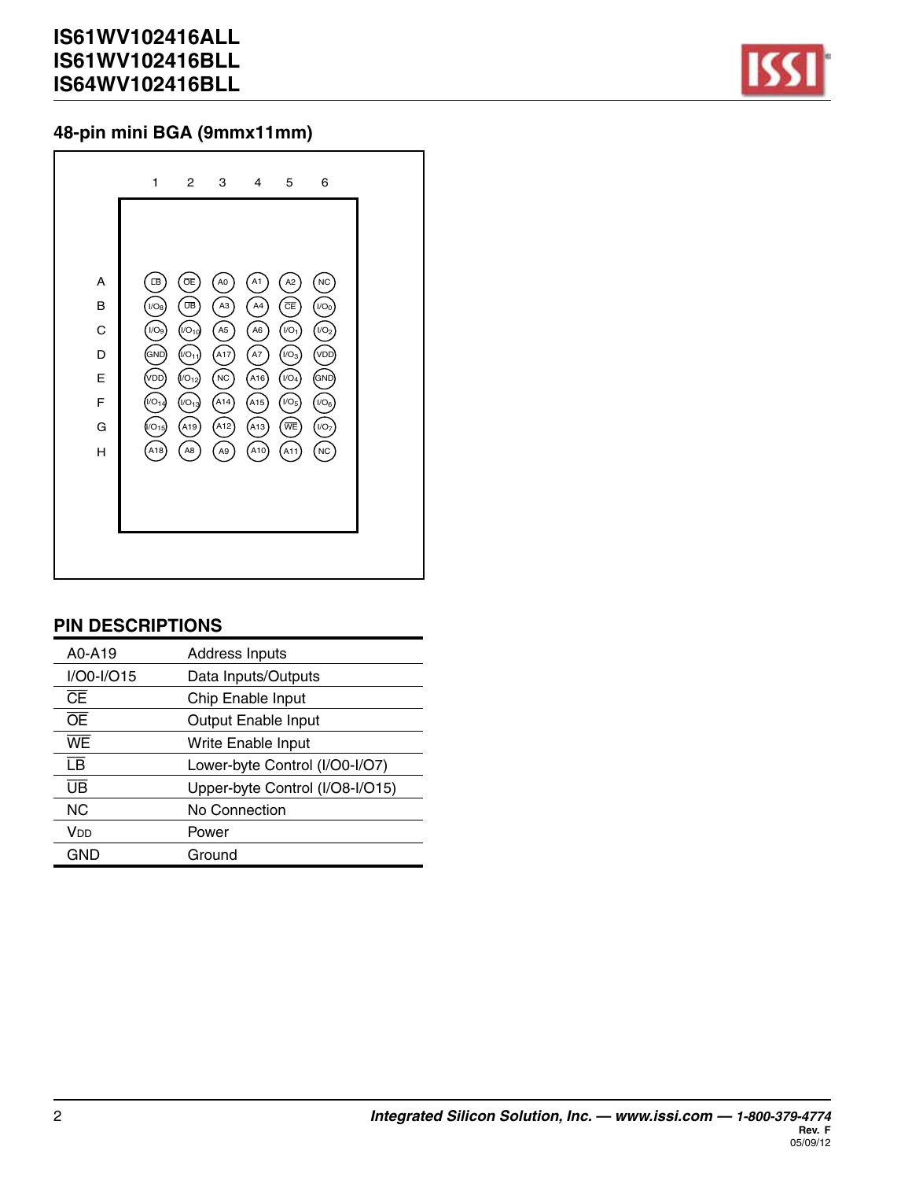## 48-pin mini BGA (9mmx11mm)

|   | 1 | 2 | 3 | 4 | 5 | 6 |
|---|---|---|---|---|---|---|
| A | $\overline{LB}$ | $\overline{OE}$ | A0 | A1 | A2 | NC |
| B | I/O8 | $\overline{UB}$ | A3 | A4 | $\overline{CE}$ | I/O0 |
| C | I/O9 | I/O10 | A5 | A6 | I/O1 | I/O2 |
| D | GND | I/O11 | A17 | A7 | I/O3 | VDD |
| E | VDD | I/O12 | NC | A16 | I/O4 | GND |
| F | I/O14 | I/O13 | A14 | A15 | I/O5 | I/O6 |
| G | I/O15 | A19 | A12 | A13 | $\overline{WE}$ | I/O7 |
| H | A18 | A8 | A9 | A10 | A11 | NC |

## PIN DESCRIPTIONS

| | |
|---|---|
| A0-A19 | Address Inputs |
| I/O0-I/O15 | Data Inputs/Outputs |
| $\overline{CE}$ | Chip Enable Input |
| $\overline{OE}$ | Output Enable Input |
| $\overline{WE}$ | Write Enable Input |
| $\overline{LB}$ | Lower-byte Control (I/O0-I/O7) |
| $\overline{UB}$ | Upper-byte Control (I/O8-I/O15) |
| NC | No Connection |
| $V_{DD}$ | Power |
| GND | Ground |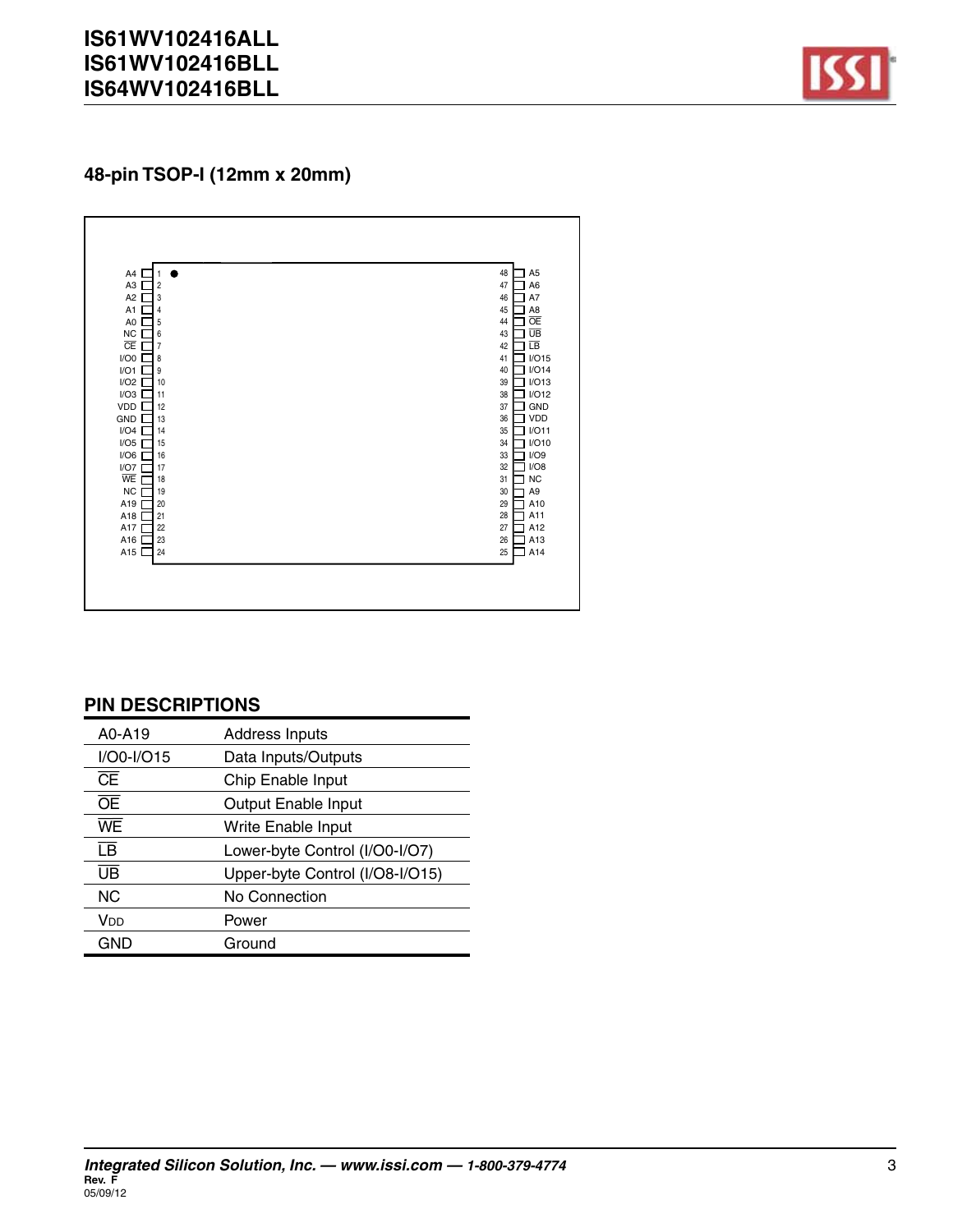## 48-pin TSOP-I (12mm x 20mm)

| Pin | Name | Pin | Name |
|---|---|---|---|
| 1 | A4 | 48 | A5 |
| 2 | A3 | 47 | A6 |
| 3 | A2 | 46 | A7 |
| 4 | A1 | 45 | A8 |
| 5 | A0 | 44 | $\overline{OE}$ |
| 6 | NC | 43 | $\overline{UB}$ |
| 7 | $\overline{CE}$ | 42 | $\overline{LB}$ |
| 8 | I/O0 | 41 | I/O15 |
| 9 | I/O1 | 40 | I/O14 |
| 10 | I/O2 | 39 | I/O13 |
| 11 | I/O3 | 38 | I/O12 |
| 12 | VDD | 37 | GND |
| 13 | GND | 36 | VDD |
| 14 | I/O4 | 35 | I/O11 |
| 15 | I/O5 | 34 | I/O10 |
| 16 | I/O6 | 33 | I/O9 |
| 17 | I/O7 | 32 | I/O8 |
| 18 | $\overline{WE}$ | 31 | NC |
| 19 | NC | 30 | A9 |
| 20 | A19 | 29 | A10 |
| 21 | A18 | 28 | A11 |
| 22 | A17 | 27 | A12 |
| 23 | A16 | 26 | A13 |
| 24 | A15 | 25 | A14 |

## PIN DESCRIPTIONS

| | |
|---|---|
| A0-A19 | Address Inputs |
| I/O0-I/O15 | Data Inputs/Outputs |
| $\overline{CE}$ | Chip Enable Input |
| $\overline{OE}$ | Output Enable Input |
| $\overline{WE}$ | Write Enable Input |
| $\overline{LB}$ | Lower-byte Control (I/O0-I/O7) |
| $\overline{UB}$ | Upper-byte Control (I/O8-I/O15) |
| NC | No Connection |
| $V_{DD}$ | Power |
| GND | Ground |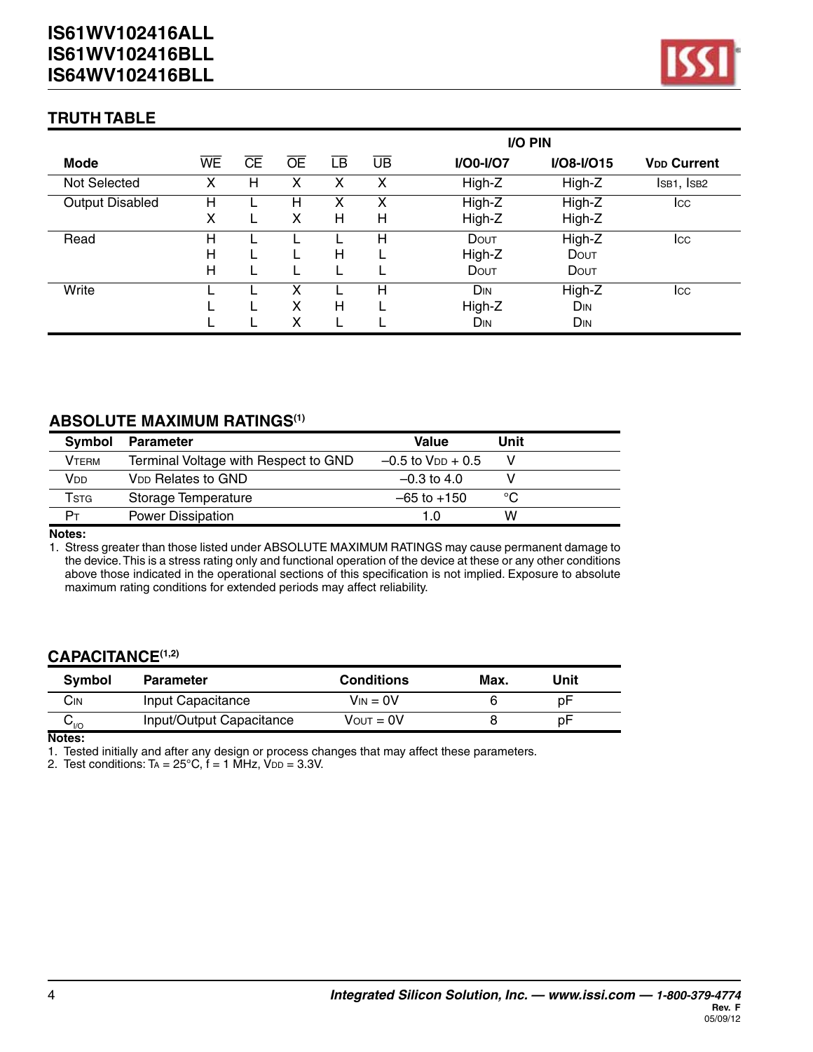## TRUTH TABLE

| Mode | $\overline{WE}$ | $\overline{CE}$ | $\overline{OE}$ | $\overline{LB}$ | $\overline{UB}$ | I/O PIN I/O0-I/O7 | I/O PIN I/O8-I/O15 | $V_{DD}$ Current |
|---|---|---|---|---|---|---|---|---|
| Not Selected | X | H | X | X | X | High-Z | High-Z | $I_{SB1}$, $I_{SB2}$ |
| Output Disabled | H | L | H | X | X | High-Z | High-Z | $I_{CC}$ |
| | X | L | X | H | H | High-Z | High-Z | |
| Read | H | L | L | L | H | $D_{OUT}$ | High-Z | $I_{CC}$ |
| | H | L | L | H | L | High-Z | $D_{OUT}$ | |
| | H | L | L | L | L | $D_{OUT}$ | $D_{OUT}$ | |
| Write | L | L | X | L | H | $D_{IN}$ | High-Z | $I_{CC}$ |
| | L | L | X | H | L | High-Z | $D_{IN}$ | |
| | L | L | X | L | L | $D_{IN}$ | $D_{IN}$ | |

## ABSOLUTE MAXIMUM RATINGS[1]

| Symbol | Parameter | Value | Unit |
|---|---|---|---|
| $V_{TERM}$ | Terminal Voltage with Respect to GND | –0.5 to $V_{DD}$ + 0.5 | V |
| $V_{DD}$ | $V_{DD}$ Relates to GND | –0.3 to 4.0 | V |
| $T_{STG}$ | Storage Temperature | –65 to +150 | °C |
| $P_T$ | Power Dissipation | 1.0 | W |

**Notes:**

1. Stress greater than those listed under ABSOLUTE MAXIMUM RATINGS may cause permanent damage to the device. This is a stress rating only and functional operation of the device at these or any other conditions above those indicated in the operational sections of this specification is not implied. Exposure to absolute maximum rating conditions for extended periods may affect reliability.

## CAPACITANCE[1,2]

| Symbol | Parameter | Conditions | Max. | Unit |
|---|---|---|---|---|
| $C_{IN}$ | Input Capacitance | $V_{IN}$ = 0V | 6 | pF |
| $C_{I/O}$ | Input/Output Capacitance | $V_{OUT}$ = 0V | 8 | pF |

**Notes:**

1. Tested initially and after any design or process changes that may affect these parameters.
2. Test conditions: $T_A$ = 25°C, f = 1 MHz, $V_{DD}$ = 3.3V.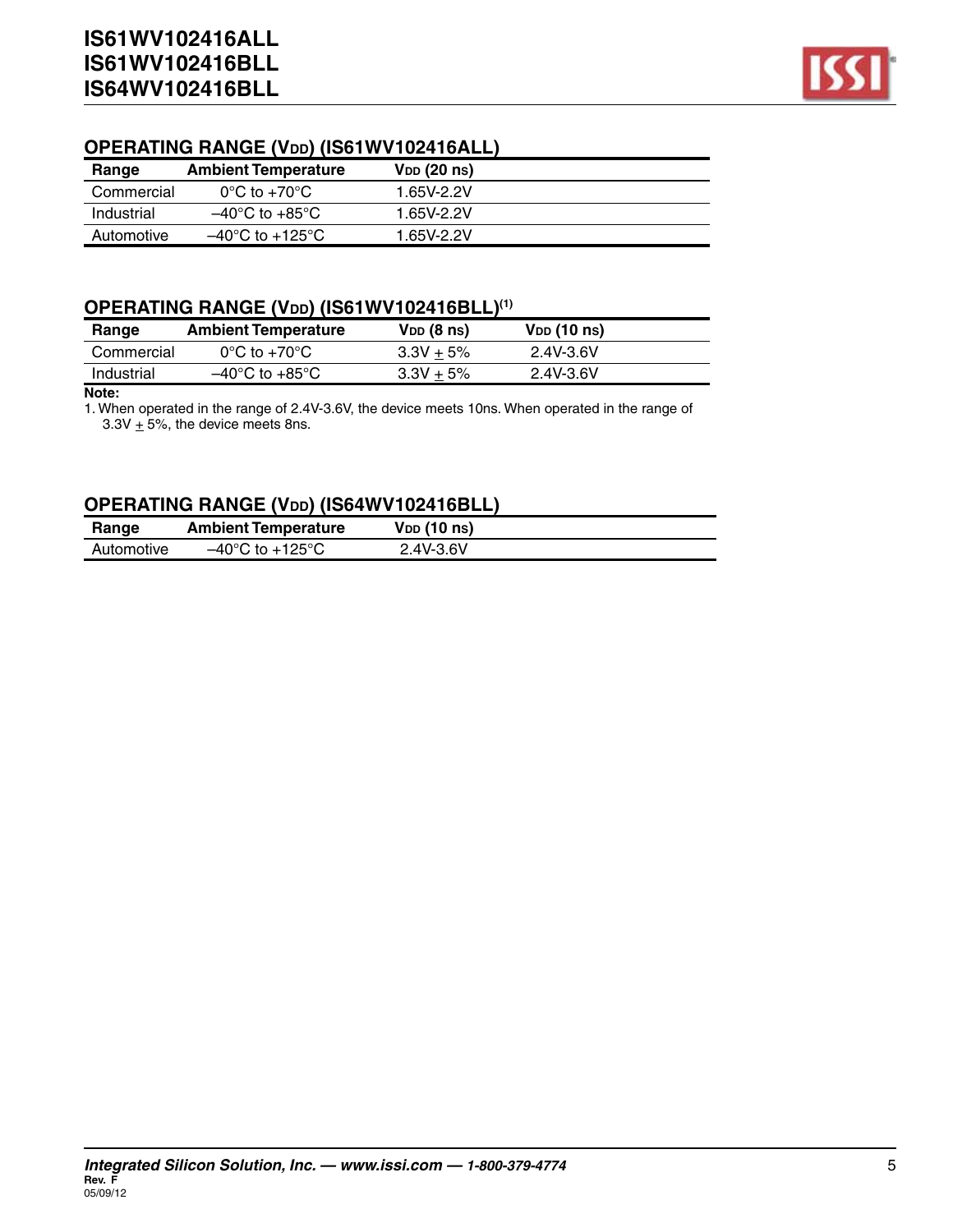## OPERATING RANGE ($V_{DD}$) (IS61WV102416ALL)

| Range | Ambient Temperature | $V_{DD}$ (20 ns) |
|---|---|---|
| Commercial | 0°C to +70°C | 1.65V-2.2V |
| Industrial | –40°C to +85°C | 1.65V-2.2V |
| Automotive | –40°C to +125°C | 1.65V-2.2V |

## OPERATING RANGE ($V_{DD}$) (IS61WV102416BLL)[1]

| Range | Ambient Temperature | $V_{DD}$ (8 ns) | $V_{DD}$ (10 ns) |
|---|---|---|---|
| Commercial | 0°C to +70°C | 3.3V ± 5% | 2.4V-3.6V |
| Industrial | –40°C to +85°C | 3.3V ± 5% | 2.4V-3.6V |

**Note:**

1. When operated in the range of 2.4V-3.6V, the device meets 10ns. When operated in the range of 3.3V ± 5%, the device meets 8ns.

## OPERATING RANGE ($V_{DD}$) (IS64WV102416BLL)

| Range | Ambient Temperature | $V_{DD}$ (10 ns) |
|---|---|---|
| Automotive | –40°C to +125°C | 2.4V-3.6V |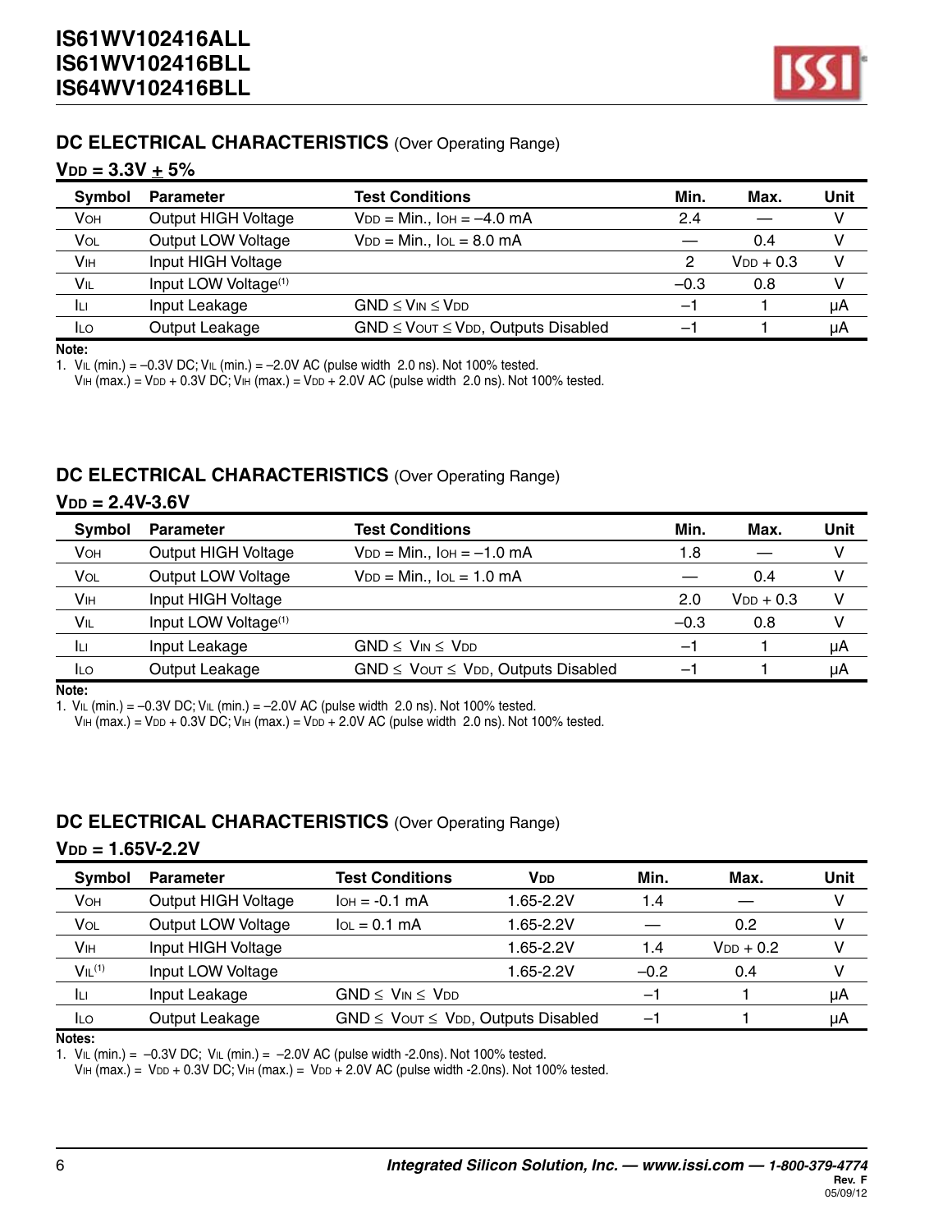## DC ELECTRICAL CHARACTERISTICS (Over Operating Range)

### $V_{DD}$ = 3.3V ± 5%

| Symbol | Parameter | Test Conditions | Min. | Max. | Unit |
|---|---|---|---|---|---|
| $V_{OH}$ | Output HIGH Voltage | $V_{DD}$ = Min., $I_{OH}$ = –4.0 mA | 2.4 | — | V |
| $V_{OL}$ | Output LOW Voltage | $V_{DD}$ = Min., $I_{OL}$ = 8.0 mA | — | 0.4 | V |
| $V_{IH}$ | Input HIGH Voltage | | 2 | $V_{DD}$ + 0.3 | V |
| $V_{IL}$ | Input LOW Voltage[(1)] | | –0.3 | 0.8 | V |
| $I_{LI}$ | Input Leakage | GND ≤ $V_{IN}$ ≤ $V_{DD}$ | –1 | 1 | µA |
| $I_{LO}$ | Output Leakage | GND ≤ $V_{OUT}$ ≤ $V_{DD}$, Outputs Disabled | –1 | 1 | µA |

**Note:**
1. $V_{IL}$ (min.) = –0.3V DC; $V_{IL}$ (min.) = –2.0V AC (pulse width 2.0 ns). Not 100% tested.
   $V_{IH}$ (max.) = $V_{DD}$ + 0.3V DC; $V_{IH}$ (max.) = $V_{DD}$ + 2.0V AC (pulse width 2.0 ns). Not 100% tested.

## DC ELECTRICAL CHARACTERISTICS (Over Operating Range)

### $V_{DD}$ = 2.4V-3.6V

| Symbol | Parameter | Test Conditions | Min. | Max. | Unit |
|---|---|---|---|---|---|
| $V_{OH}$ | Output HIGH Voltage | $V_{DD}$ = Min., $I_{OH}$ = –1.0 mA | 1.8 | — | V |
| $V_{OL}$ | Output LOW Voltage | $V_{DD}$ = Min., $I_{OL}$ = 1.0 mA | — | 0.4 | V |
| $V_{IH}$ | Input HIGH Voltage | | 2.0 | $V_{DD}$ + 0.3 | V |
| $V_{IL}$ | Input LOW Voltage[(1)] | | –0.3 | 0.8 | V |
| $I_{LI}$ | Input Leakage | GND ≤ $V_{IN}$ ≤ $V_{DD}$ | –1 | 1 | µA |
| $I_{LO}$ | Output Leakage | GND ≤ $V_{OUT}$ ≤ $V_{DD}$, Outputs Disabled | –1 | 1 | µA |

**Note:**
1. $V_{IL}$ (min.) = –0.3V DC; $V_{IL}$ (min.) = –2.0V AC (pulse width 2.0 ns). Not 100% tested.
   $V_{IH}$ (max.) = $V_{DD}$ + 0.3V DC; $V_{IH}$ (max.) = $V_{DD}$ + 2.0V AC (pulse width 2.0 ns). Not 100% tested.

## DC ELECTRICAL CHARACTERISTICS (Over Operating Range)

### $V_{DD}$ = 1.65V-2.2V

| Symbol | Parameter | Test Conditions | $V_{DD}$ | Min. | Max. | Unit |
|---|---|---|---|---|---|---|
| $V_{OH}$ | Output HIGH Voltage | $I_{OH}$ = -0.1 mA | 1.65-2.2V | 1.4 | — | V |
| $V_{OL}$ | Output LOW Voltage | $I_{OL}$ = 0.1 mA | 1.65-2.2V | — | 0.2 | V |
| $V_{IH}$ | Input HIGH Voltage | | 1.65-2.2V | 1.4 | $V_{DD}$ + 0.2 | V |
| $V_{IL}$[(1)] | Input LOW Voltage | | 1.65-2.2V | –0.2 | 0.4 | V |
| $I_{LI}$ | Input Leakage | GND ≤ $V_{IN}$ ≤ $V_{DD}$ | | –1 | 1 | µA |
| $I_{LO}$ | Output Leakage | GND ≤ $V_{OUT}$ ≤ $V_{DD}$, Outputs Disabled | | –1 | 1 | µA |

**Notes:**
1. $V_{IL}$ (min.) = –0.3V DC; $V_{IL}$ (min.) = –2.0V AC (pulse width -2.0ns). Not 100% tested.
   $V_{IH}$ (max.) = $V_{DD}$ + 0.3V DC; $V_{IH}$ (max.) = $V_{DD}$ + 2.0V AC (pulse width -2.0ns). Not 100% tested.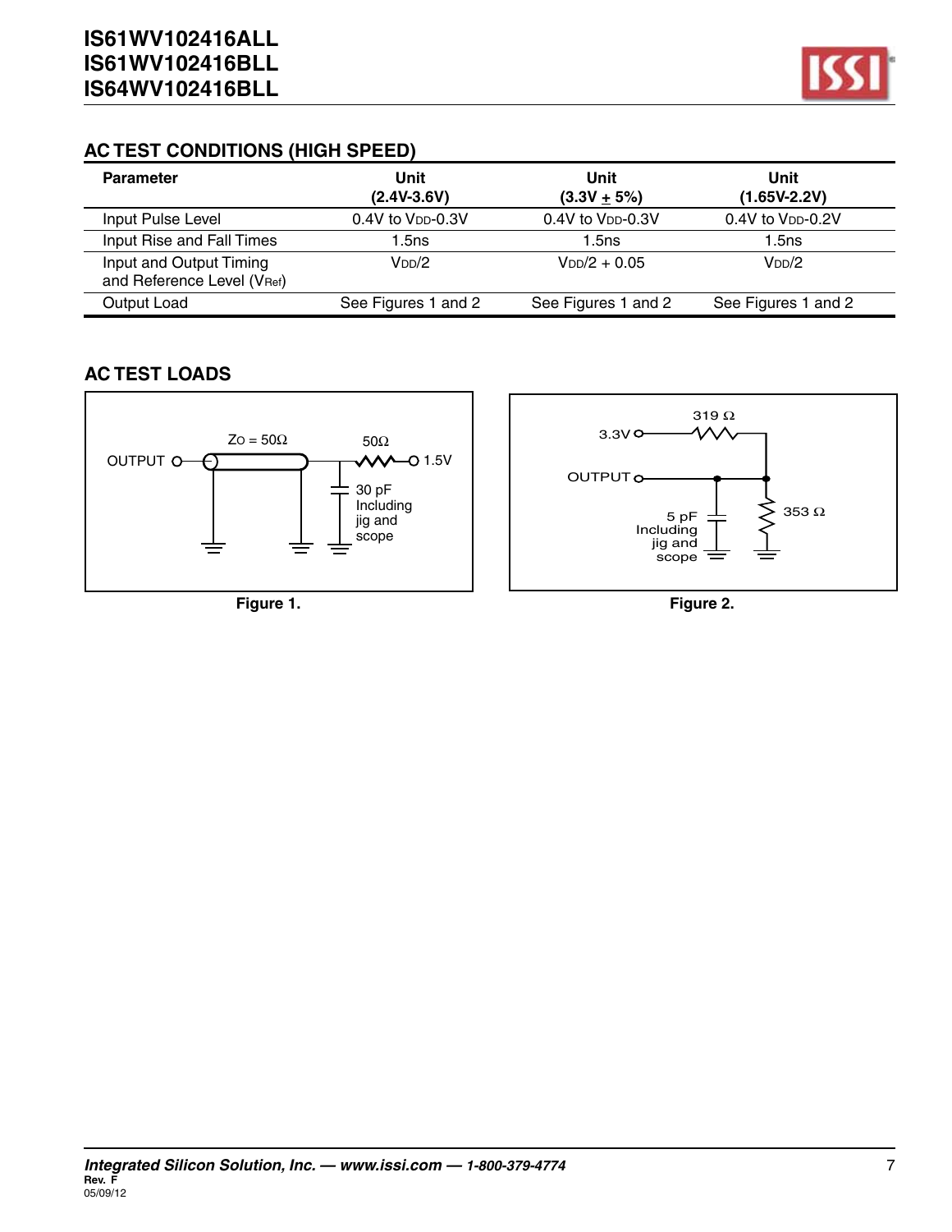## AC TEST CONDITIONS (HIGH SPEED)

| Parameter | Unit (2.4V-3.6V) | Unit (3.3V ± 5%) | Unit (1.65V-2.2V) |
|---|---|---|---|
| Input Pulse Level | 0.4V to $V_{DD}$-0.3V | 0.4V to $V_{DD}$-0.3V | 0.4V to $V_{DD}$-0.2V |
| Input Rise and Fall Times | 1.5ns | 1.5ns | 1.5ns |
| Input and Output Timing and Reference Level ($V_{Ref}$) | $V_{DD}/2$ | $V_{DD}/2 + 0.05$ | $V_{DD}/2$ |
| Output Load | See Figures 1 and 2 | See Figures 1 and 2 | See Figures 1 and 2 |

## AC TEST LOADS

Figure 1.

Figure 2.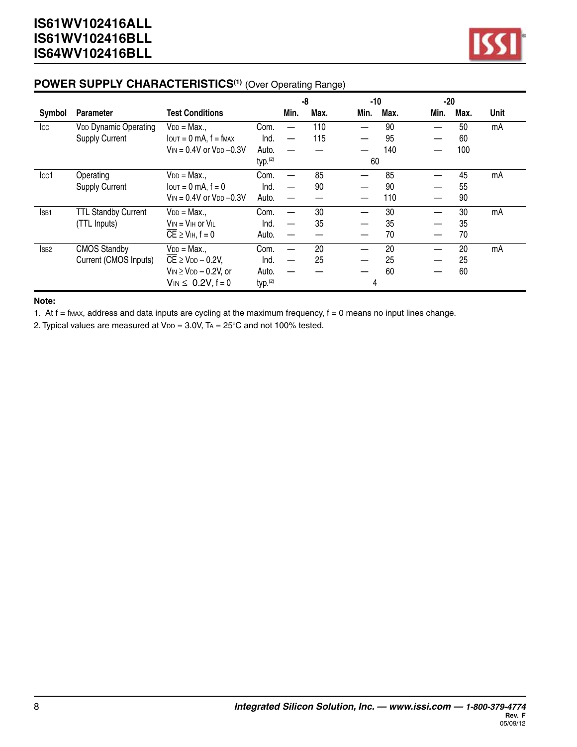## POWER SUPPLY CHARACTERISTICS(1) (Over Operating Range)

| Symbol | Parameter | Test Conditions | | -8 | | -10 | | -20 | | Unit |
|---|---|---|---|---|---|---|---|---|---|---|
| | | | | Min. | Max. | Min. | Max. | Min. | Max. | |
| $I_{CC}$ | $V_{DD}$ Dynamic Operating Supply Current | $V_{DD}$ = Max., $I_{OUT}$ = 0 mA, f = $f_{MAX}$, $V_{IN}$ = 0.4V or $V_{DD}$ –0.3V | Com. | — | 110 | — | 90 | — | 50 | mA |
| | | | Ind. | — | 115 | — | 95 | — | 60 | |
| | | | Auto. | — | — | — | 140 | — | 100 | |
| | | | typ.(2) | | | 60 | | | | |
| $I_{CC1}$ | Operating Supply Current | $V_{DD}$ = Max., $I_{OUT}$ = 0 mA, f = 0, $V_{IN}$ = 0.4V or $V_{DD}$ –0.3V | Com. | — | 85 | — | 85 | — | 45 | mA |
| | | | Ind. | — | 90 | — | 90 | — | 55 | |
| | | | Auto. | — | — | — | 110 | — | 90 | |
| $I_{SB1}$ | TTL Standby Current (TTL Inputs) | $V_{DD}$ = Max., $V_{IN}$ = $V_{IH}$ or $V_{IL}$, $\overline{CE} \geq V_{IH}$, f = 0 | Com. | — | 30 | — | 30 | — | 30 | mA |
| | | | Ind. | — | 35 | — | 35 | — | 35 | |
| | | | Auto. | — | — | — | 70 | — | 70 | |
| $I_{SB2}$ | CMOS Standby Current (CMOS Inputs) | $V_{DD}$ = Max., $\overline{CE} \geq V_{DD} - 0.2V$, $V_{IN} \geq V_{DD} - 0.2V$, or $V_{IN} \leq 0.2V$, f = 0 | Com. | — | 20 | — | 20 | — | 20 | mA |
| | | | Ind. | — | 25 | — | 25 | — | 25 | |
| | | | Auto. | — | — | — | 60 | — | 60 | |
| | | | typ.(2) | | | 4 | | | | |

**Note:**

1. At f = $f_{MAX}$, address and data inputs are cycling at the maximum frequency, f = 0 means no input lines change.
2. Typical values are measured at $V_{DD}$ = 3.0V, $T_A$ = 25°C and not 100% tested.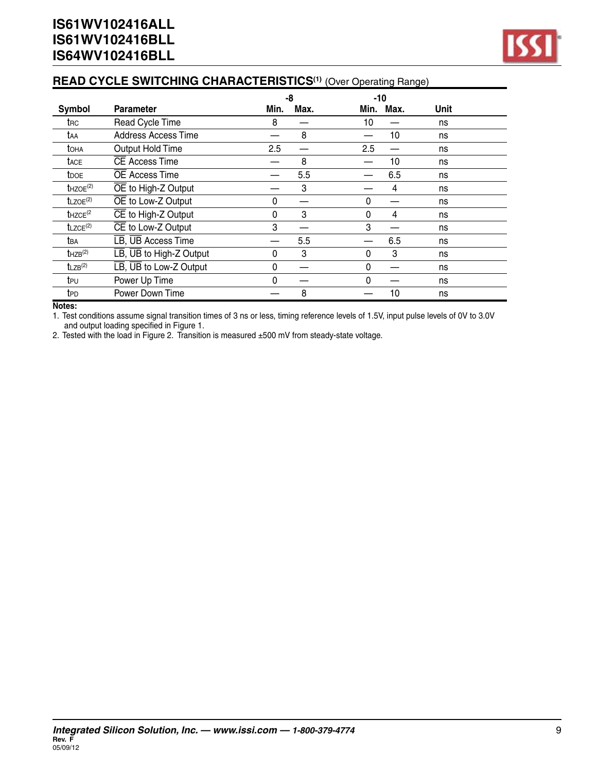## READ CYCLE SWITCHING CHARACTERISTICS[1] (Over Operating Range)

| Symbol | Parameter | -8 Min. | -8 Max. | -10 Min. | -10 Max. | Unit |
|---|---|---|---|---|---|---|
| $t_{RC}$ | Read Cycle Time | 8 | — | 10 | — | ns |
| $t_{AA}$ | Address Access Time | — | 8 | — | 10 | ns |
| $t_{OHA}$ | Output Hold Time | 2.5 | — | 2.5 | — | ns |
| $t_{ACE}$ | $\overline{CE}$ Access Time | — | 8 | — | 10 | ns |
| $t_{DOE}$ | $\overline{OE}$ Access Time | — | 5.5 | — | 6.5 | ns |
| $t_{HZOE}$[2] | $\overline{OE}$ to High-Z Output | — | 3 | — | 4 | ns |
| $t_{LZOE}$[2] | $\overline{OE}$ to Low-Z Output | 0 | — | 0 | — | ns |
| $t_{HZCE}$[2] | $\overline{CE}$ to High-Z Output | 0 | 3 | 0 | 4 | ns |
| $t_{LZCE}$[2] | $\overline{CE}$ to Low-Z Output | 3 | — | 3 | — | ns |
| $t_{BA}$ | $\overline{LB}$, $\overline{UB}$ Access Time | — | 5.5 | — | 6.5 | ns |
| $t_{HZB}$[2] | $\overline{LB}$, $\overline{UB}$ to High-Z Output | 0 | 3 | 0 | 3 | ns |
| $t_{LZB}$[2] | $\overline{LB}$, $\overline{UB}$ to Low-Z Output | 0 | — | 0 | — | ns |
| $t_{PU}$ | Power Up Time | 0 | — | 0 | — | ns |
| $t_{PD}$ | Power Down Time | — | 8 | — | 10 | ns |

**Notes:**

1. Test conditions assume signal transition times of 3 ns or less, timing reference levels of 1.5V, input pulse levels of 0V to 3.0V and output loading specified in Figure 1.
2. Tested with the load in Figure 2. Transition is measured ±500 mV from steady-state voltage.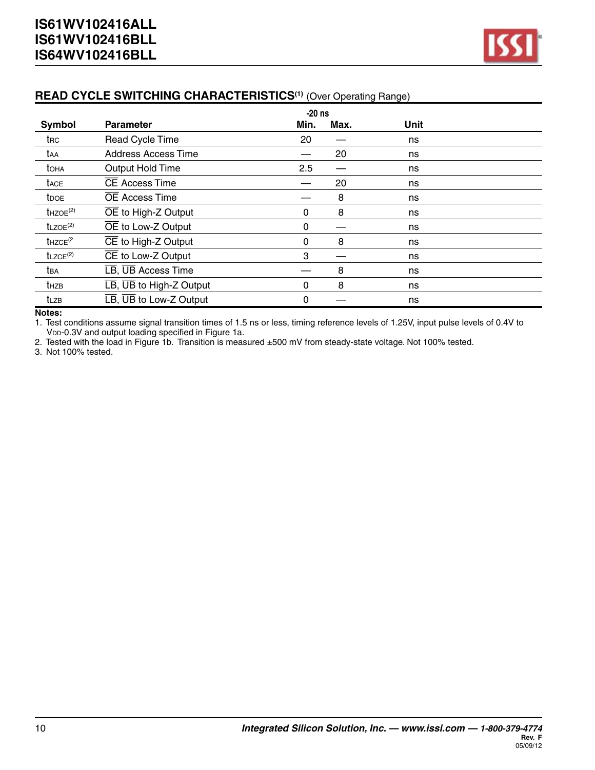## READ CYCLE SWITCHING CHARACTERISTICS(1) (Over Operating Range)

| Symbol | Parameter | -20 ns Min. | -20 ns Max. | Unit |
|---|---|---|---|---|
| $t_{RC}$ | Read Cycle Time | 20 | — | ns |
| $t_{AA}$ | Address Access Time | — | 20 | ns |
| $t_{OHA}$ | Output Hold Time | 2.5 | — | ns |
| $t_{ACE}$ | $\overline{CE}$ Access Time | — | 20 | ns |
| $t_{DOE}$ | $\overline{OE}$ Access Time | — | 8 | ns |
| $t_{HZOE}$(2) | $\overline{OE}$ to High-Z Output | 0 | 8 | ns |
| $t_{LZOE}$(2) | $\overline{OE}$ to Low-Z Output | 0 | — | ns |
| $t_{HZCE}$(2 | $\overline{CE}$ to High-Z Output | 0 | 8 | ns |
| $t_{LZCE}$(2) | $\overline{CE}$ to Low-Z Output | 3 | — | ns |
| $t_{BA}$ | $\overline{LB}$, $\overline{UB}$ Access Time | — | 8 | ns |
| $t_{HZB}$ | $\overline{LB}$, $\overline{UB}$ to High-Z Output | 0 | 8 | ns |
| $t_{LZB}$ | $\overline{LB}$, $\overline{UB}$ to Low-Z Output | 0 | — | ns |

**Notes:**

1. Test conditions assume signal transition times of 1.5 ns or less, timing reference levels of 1.25V, input pulse levels of 0.4V to $V_{DD}$-0.3V and output loading specified in Figure 1a.
2. Tested with the load in Figure 1b. Transition is measured ±500 mV from steady-state voltage. Not 100% tested.
3. Not 100% tested.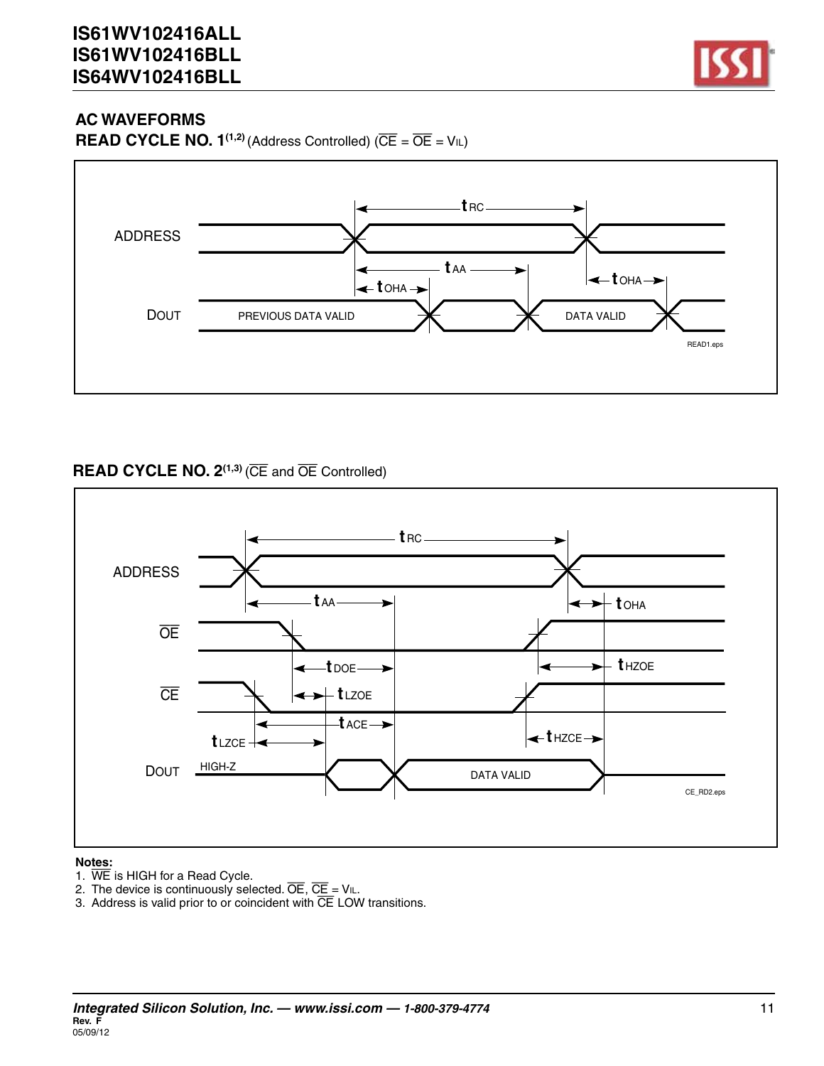## AC WAVEFORMS

### READ CYCLE NO. 1[1,2] (Address Controlled) ($\overline{CE}$ = $\overline{OE}$ = VIL)

ADDRESS

DOUT

PREVIOUS DATA VALID

DATA VALID

tRC

tAA

tOHA

tOHA

READ1.eps

### READ CYCLE NO. 2[1,3] ($\overline{CE}$ and $\overline{OE}$ Controlled)

ADDRESS

$\overline{OE}$

$\overline{CE}$

DOUT

HIGH-Z

DATA VALID

tRC

tAA

tOHA

tDOE

tHZOE

tLZOE

tACE

tLZCE

tHZCE

CE_RD2.eps

**Notes:**

1. $\overline{WE}$ is HIGH for a Read Cycle.
2. The device is continuously selected. $\overline{OE}$, $\overline{CE}$ = VIL.
3. Address is valid prior to or coincident with $\overline{CE}$ LOW transitions.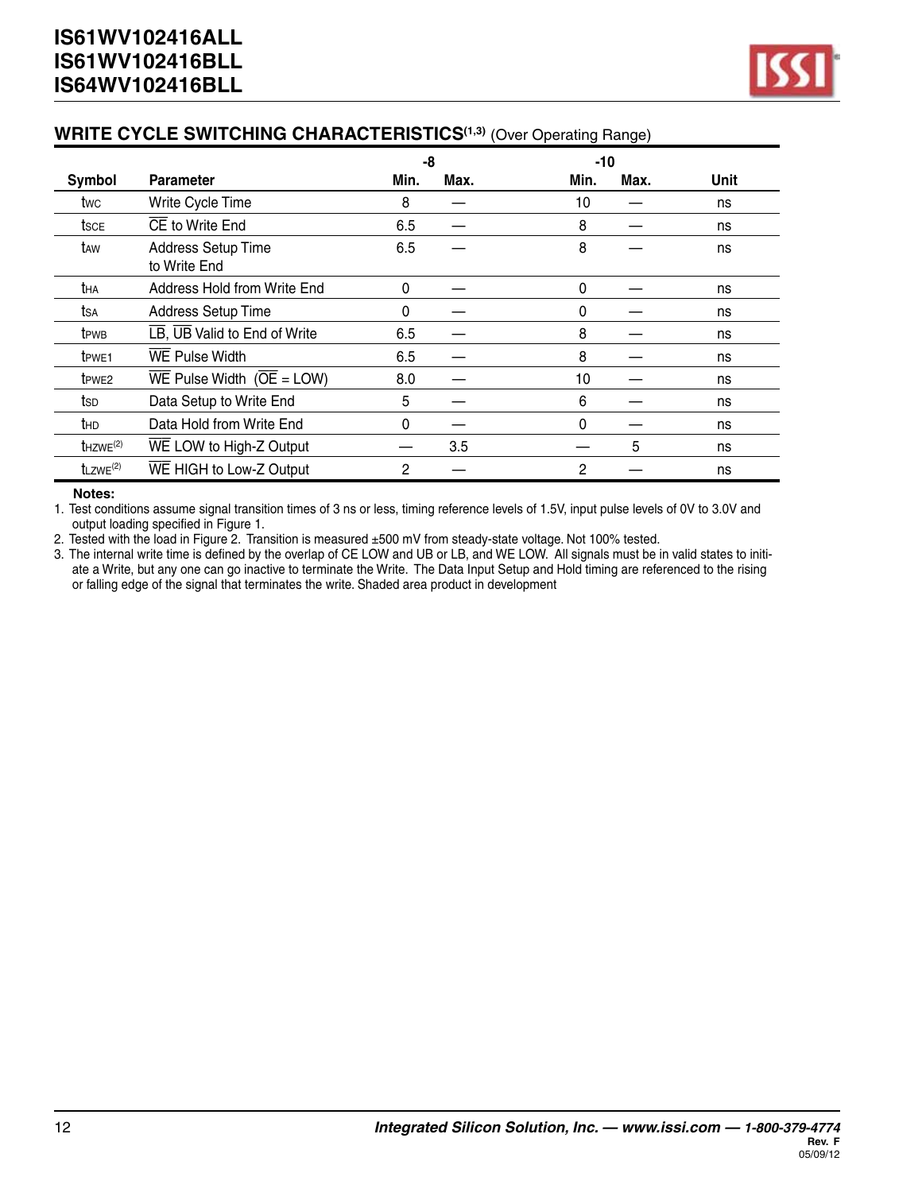## WRITE CYCLE SWITCHING CHARACTERISTICS[1,3] (Over Operating Range)

| Symbol | Parameter | -8 Min. | -8 Max. | -10 Min. | -10 Max. | Unit |
|---|---|---|---|---|---|---|
| $t_{WC}$ | Write Cycle Time | 8 | — | 10 | — | ns |
| $t_{SCE}$ | $\overline{CE}$ to Write End | 6.5 | — | 8 | — | ns |
| $t_{AW}$ | Address Setup Time to Write End | 6.5 | — | 8 | — | ns |
| $t_{HA}$ | Address Hold from Write End | 0 | — | 0 | — | ns |
| $t_{SA}$ | Address Setup Time | 0 | — | 0 | — | ns |
| $t_{PWB}$ | $\overline{LB}$, $\overline{UB}$ Valid to End of Write | 6.5 | — | 8 | — | ns |
| $t_{PWE1}$ | $\overline{WE}$ Pulse Width | 6.5 | — | 8 | — | ns |
| $t_{PWE2}$ | $\overline{WE}$ Pulse Width ($\overline{OE}$ = LOW) | 8.0 | — | 10 | — | ns |
| $t_{SD}$ | Data Setup to Write End | 5 | — | 6 | — | ns |
| $t_{HD}$ | Data Hold from Write End | 0 | — | 0 | — | ns |
| $t_{HZWE}$[2] | $\overline{WE}$ LOW to High-Z Output | — | 3.5 | — | 5 | ns |
| $t_{LZWE}$[2] | $\overline{WE}$ HIGH to Low-Z Output | 2 | — | 2 | — | ns |

**Notes:**

1. Test conditions assume signal transition times of 3 ns or less, timing reference levels of 1.5V, input pulse levels of 0V to 3.0V and output loading specified in Figure 1.
2. Tested with the load in Figure 2. Transition is measured ±500 mV from steady-state voltage. Not 100% tested.
3. The internal write time is defined by the overlap of CE LOW and UB or LB, and WE LOW. All signals must be in valid states to initiate a Write, but any one can go inactive to terminate the Write. The Data Input Setup and Hold timing are referenced to the rising or falling edge of the signal that terminates the write. Shaded area product in development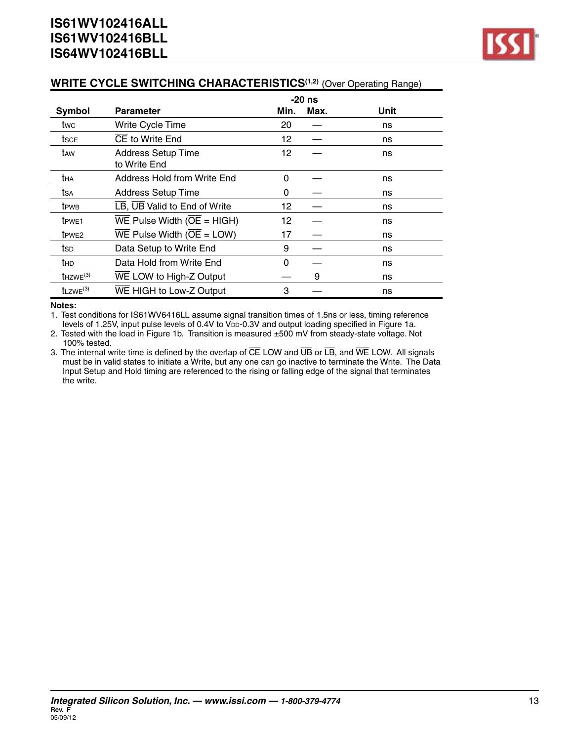## WRITE CYCLE SWITCHING CHARACTERISTICS[1,2] (Over Operating Range)

| Symbol | Parameter | -20 ns Min. | -20 ns Max. | Unit |
|---|---|---|---|---|
| $t_{WC}$ | Write Cycle Time | 20 | — | ns |
| $t_{SCE}$ | $\overline{CE}$ to Write End | 12 | — | ns |
| $t_{AW}$ | Address Setup Time to Write End | 12 | — | ns |
| $t_{HA}$ | Address Hold from Write End | 0 | — | ns |
| $t_{SA}$ | Address Setup Time | 0 | — | ns |
| $t_{PWB}$ | $\overline{LB}$, $\overline{UB}$ Valid to End of Write | 12 | — | ns |
| $t_{PWE1}$ | $\overline{WE}$ Pulse Width ($\overline{OE}$ = HIGH) | 12 | — | ns |
| $t_{PWE2}$ | $\overline{WE}$ Pulse Width ($\overline{OE}$ = LOW) | 17 | — | ns |
| $t_{SD}$ | Data Setup to Write End | 9 | — | ns |
| $t_{HD}$ | Data Hold from Write End | 0 | — | ns |
| $t_{HZWE}$[3] | $\overline{WE}$ LOW to High-Z Output | — | 9 | ns |
| $t_{LZWE}$[3] | $\overline{WE}$ HIGH to Low-Z Output | 3 | — | ns |

**Notes:**

1. Test conditions for IS61WV6416LL assume signal transition times of 1.5ns or less, timing reference levels of 1.25V, input pulse levels of 0.4V to $V_{DD}$-0.3V and output loading specified in Figure 1a.
2. Tested with the load in Figure 1b. Transition is measured ±500 mV from steady-state voltage. Not 100% tested.
3. The internal write time is defined by the overlap of $\overline{CE}$ LOW and $\overline{UB}$ or $\overline{LB}$, and $\overline{WE}$ LOW. All signals must be in valid states to initiate a Write, but any one can go inactive to terminate the Write. The Data Input Setup and Hold timing are referenced to the rising or falling edge of the signal that terminates the write.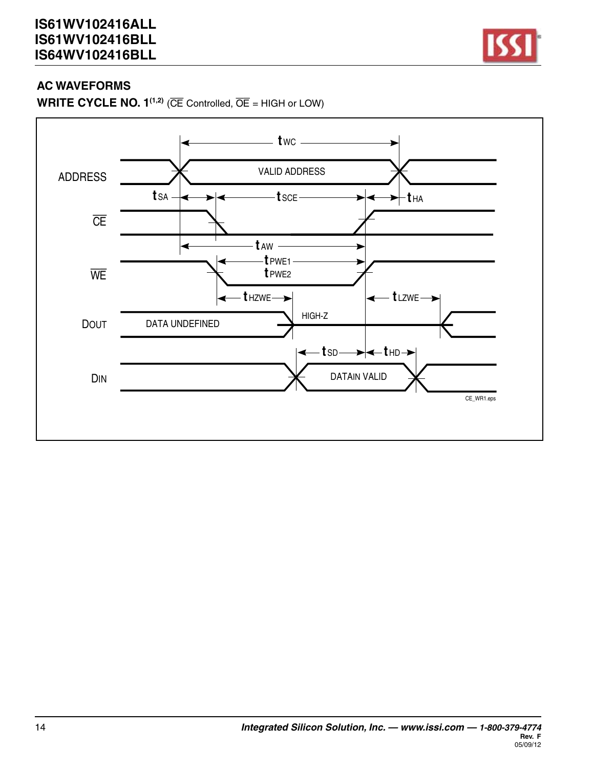## AC WAVEFORMS

**WRITE CYCLE NO. 1[1,2]** ($\overline{CE}$ Controlled, $\overline{OE}$ = HIGH or LOW)

ADDRESS: VALID ADDRESS

$\overline{CE}$

$\overline{WE}$

DOUT: DATA UNDEFINED, HIGH-Z

DIN: DATAIN VALID

$t_{WC}$, $t_{SA}$, $t_{SCE}$, $t_{HA}$, $t_{AW}$, $t_{PWE1}$, $t_{PWE2}$, $t_{HZWE}$, $t_{LZWE}$, $t_{SD}$, $t_{HD}$

CE_WR1.eps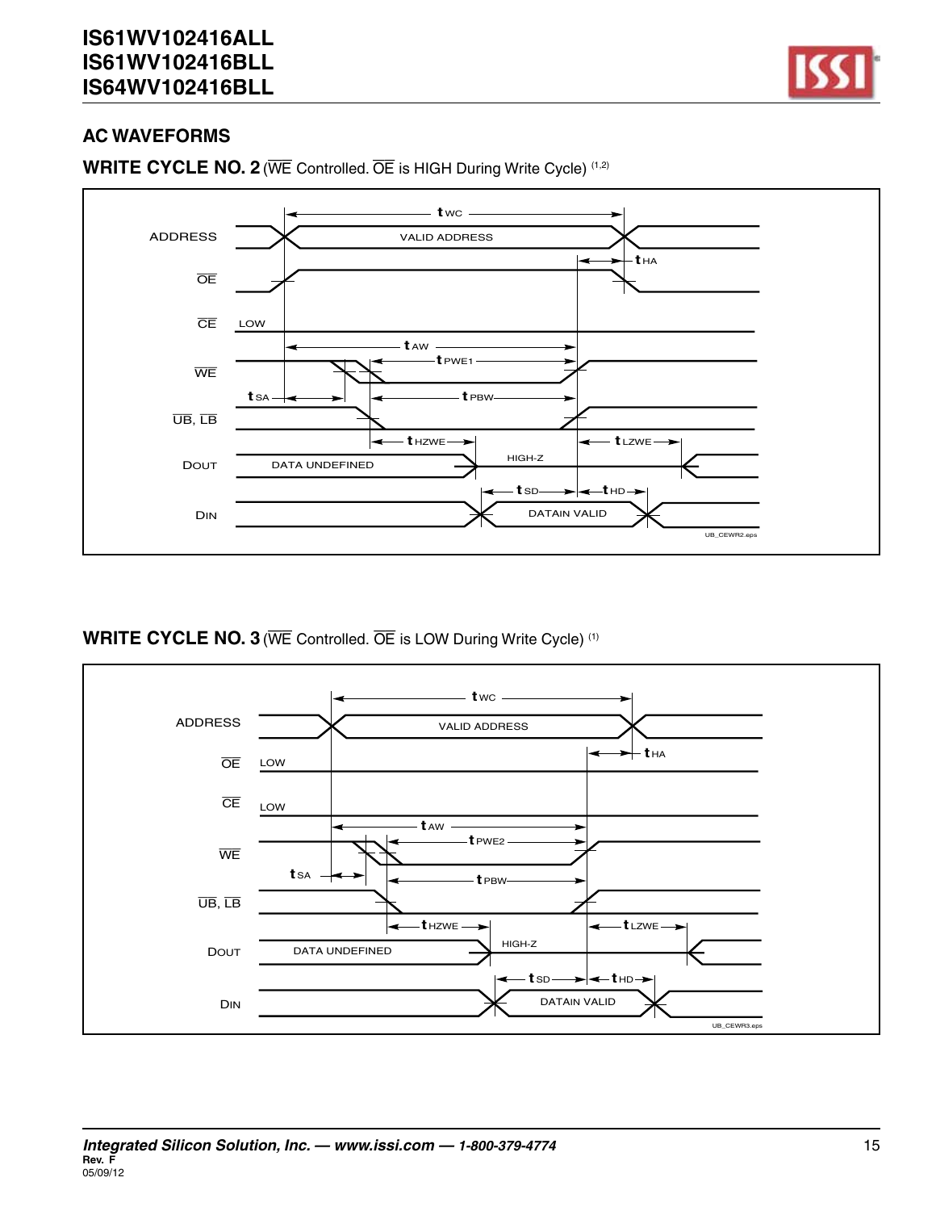## AC WAVEFORMS

### WRITE CYCLE NO. 2 (WE Controlled. OE is HIGH During Write Cycle) (1,2)

ADDRESS — VALID ADDRESS — $t_{WC}$

OE — $t_{HA}$

CE — LOW

WE — $t_{AW}$ — $t_{PWE1}$

UB, LB — $t_{SA}$ — $t_{PBW}$

DOUT — DATA UNDEFINED — HIGH-Z — $t_{HZWE}$ — $t_{LZWE}$

DIN — DATAIN VALID — $t_{SD}$ — $t_{HD}$

UB_CEWR2.eps

### WRITE CYCLE NO. 3 (WE Controlled. OE is LOW During Write Cycle) (1)

ADDRESS — VALID ADDRESS — $t_{WC}$

OE — LOW — $t_{HA}$

CE — LOW

WE — $t_{AW}$ — $t_{PWE2}$

UB, LB — $t_{SA}$ — $t_{PBW}$

DOUT — DATA UNDEFINED — HIGH-Z — $t_{HZWE}$ — $t_{LZWE}$

DIN — DATAIN VALID — $t_{SD}$ — $t_{HD}$

UB_CEWR3.eps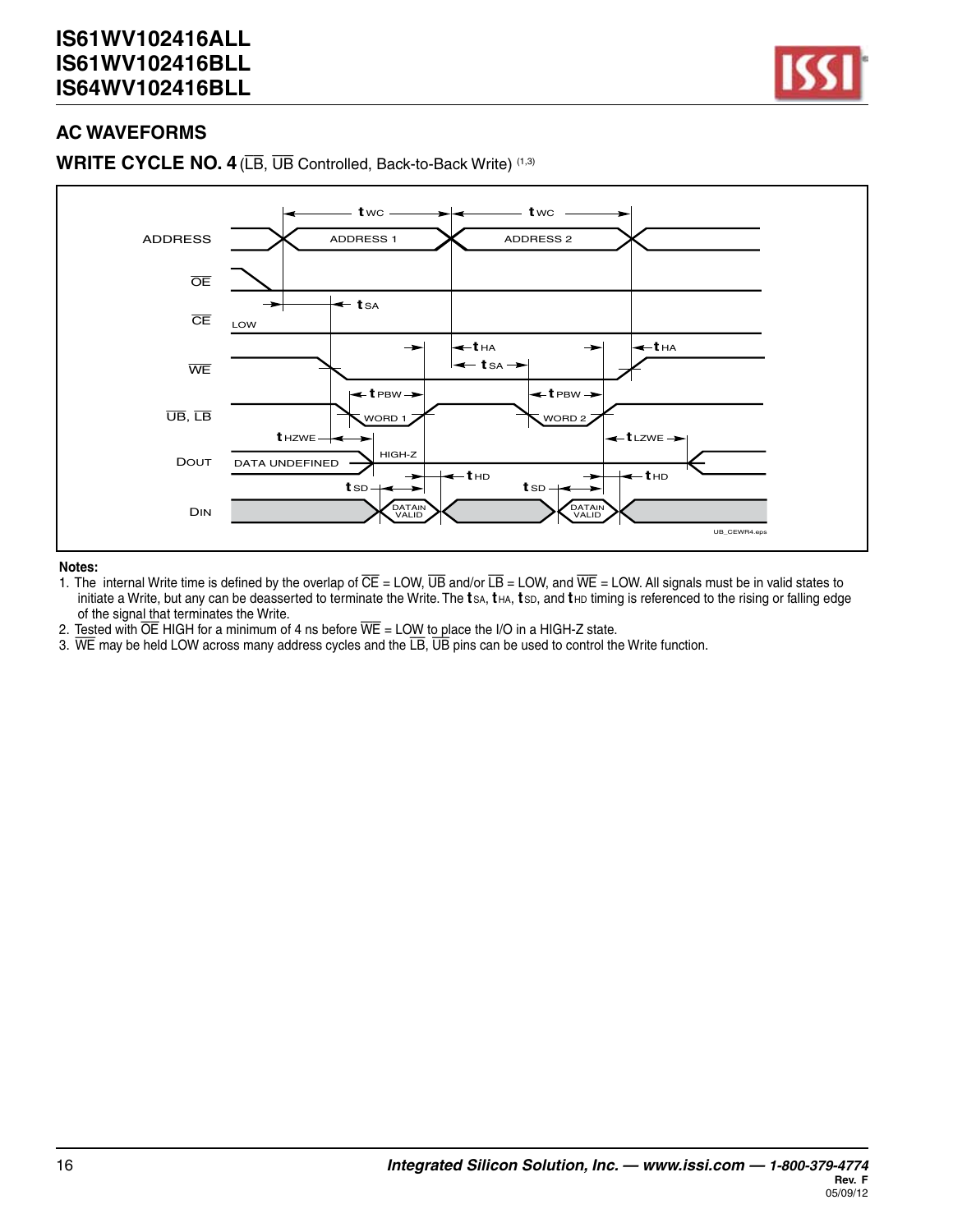## AC WAVEFORMS

### WRITE CYCLE NO. 4 (LB, UB Controlled, Back-to-Back Write) (1,3)

ADDRESS — ADDRESS 1, ADDRESS 2 ($t_{WC}$, $t_{WC}$)

OE

CE — LOW ($t_{SA}$)

WE ($t_{HA}$, $t_{SA}$, $t_{HA}$)

UB, LB — WORD 1, WORD 2 ($t_{PBW}$, $t_{PBW}$)

DOUT — DATA UNDEFINED, HIGH-Z ($t_{HZWE}$, $t_{LZWE}$)

DIN — DATAIN VALID, DATAIN VALID ($t_{SD}$, $t_{HD}$, $t_{SD}$, $t_{HD}$)

UB_CEWR4.eps

**Notes:**

1. The internal Write time is defined by the overlap of CE = LOW, UB and/or LB = LOW, and WE = LOW. All signals must be in valid states to initiate a Write, but any can be deasserted to terminate the Write. The $t_{SA}$, $t_{HA}$, $t_{SD}$, and $t_{HD}$ timing is referenced to the rising or falling edge of the signal that terminates the Write.
2. Tested with OE HIGH for a minimum of 4 ns before WE = LOW to place the I/O in a HIGH-Z state.
3. WE may be held LOW across many address cycles and the LB, UB pins can be used to control the Write function.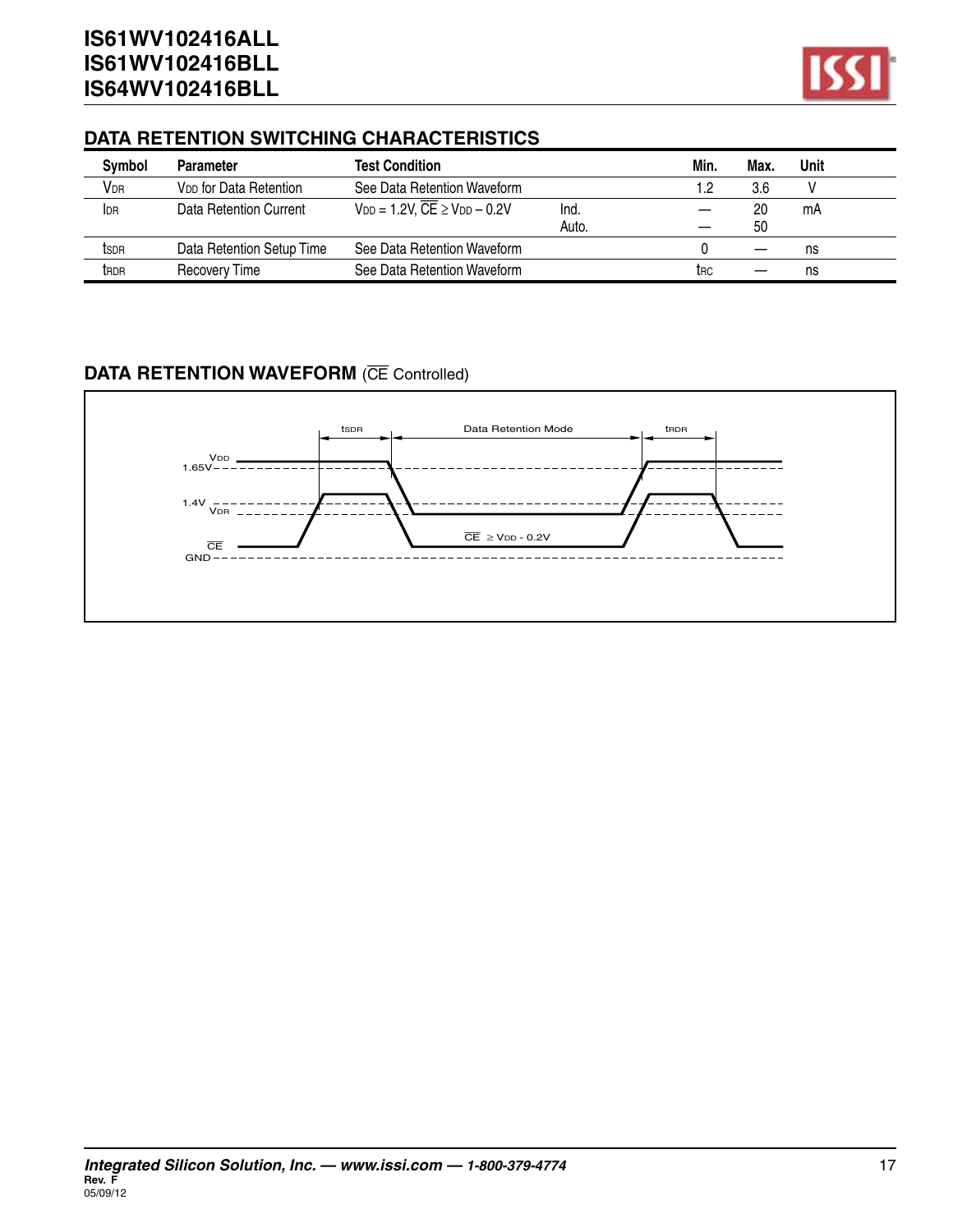## DATA RETENTION SWITCHING CHARACTERISTICS

| Symbol | Parameter | Test Condition | | Min. | Max. | Unit |
|---|---|---|---|---|---|---|
| $V_{DR}$ | $V_{DD}$ for Data Retention | See Data Retention Waveform | | 1.2 | 3.6 | V |
| $I_{DR}$ | Data Retention Current | $V_{DD}$ = 1.2V, $\overline{CE} \geq V_{DD} - 0.2V$ | Ind.<br>Auto. | —<br>— | 20<br>50 | mA |
| $t_{SDR}$ | Data Retention Setup Time | See Data Retention Waveform | | 0 | — | ns |
| $t_{RDR}$ | Recovery Time | See Data Retention Waveform | | $t_{RC}$ | — | ns |

## DATA RETENTION WAVEFORM ($\overline{CE}$ Controlled)

$t_{SDR}$ — Data Retention Mode — $t_{RDR}$

$V_{DD}$ 1.65V

1.4V $V_{DR}$

$\overline{CE}$ GND

$\overline{CE} \geq V_{DD}$ - 0.2V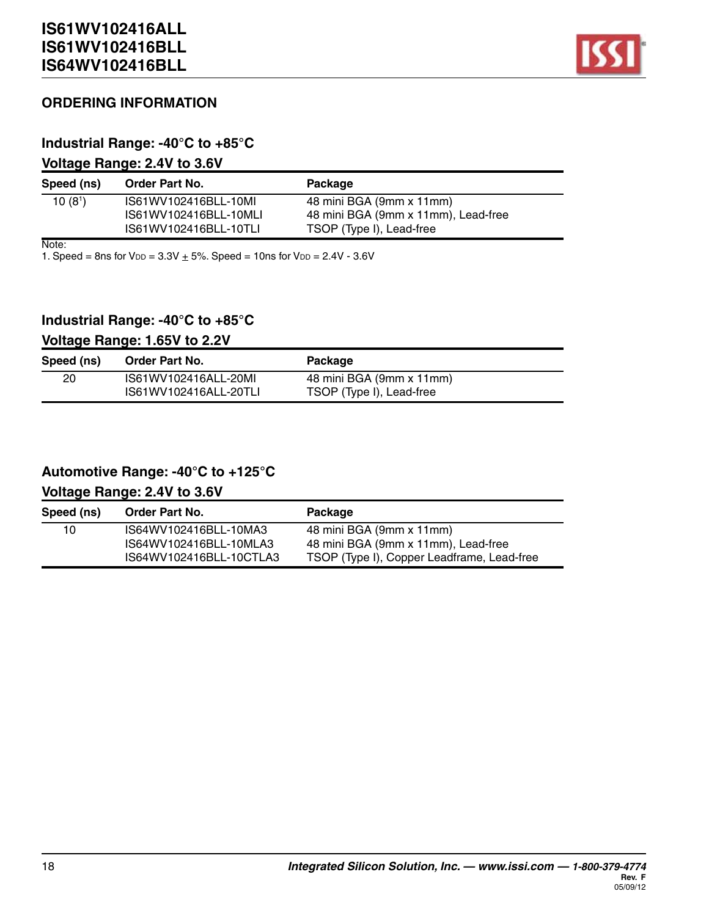## ORDERING INFORMATION

### Industrial Range: -40°C to +85°C

### Voltage Range: 2.4V to 3.6V

| Speed (ns) | Order Part No. | Package |
|---|---|---|
| 10 (8[1]) | IS61WV102416BLL-10MI | 48 mini BGA (9mm x 11mm) |
| | IS61WV102416BLL-10MLI | 48 mini BGA (9mm x 11mm), Lead-free |
| | IS61WV102416BLL-10TLI | TSOP (Type I), Lead-free |

Note:
1. Speed = 8ns for $V_{DD}$ = 3.3V ± 5%. Speed = 10ns for $V_{DD}$ = 2.4V - 3.6V

### Industrial Range: -40°C to +85°C

### Voltage Range: 1.65V to 2.2V

| Speed (ns) | Order Part No. | Package |
|---|---|---|
| 20 | IS61WV102416ALL-20MI | 48 mini BGA (9mm x 11mm) |
| | IS61WV102416ALL-20TLI | TSOP (Type I), Lead-free |

### Automotive Range: -40°C to +125°C

### Voltage Range: 2.4V to 3.6V

| Speed (ns) | Order Part No. | Package |
|---|---|---|
| 10 | IS64WV102416BLL-10MA3 | 48 mini BGA (9mm x 11mm) |
| | IS64WV102416BLL-10MLA3 | 48 mini BGA (9mm x 11mm), Lead-free |
| | IS64WV102416BLL-10CTLA3 | TSOP (Type I), Copper Leadframe, Lead-free |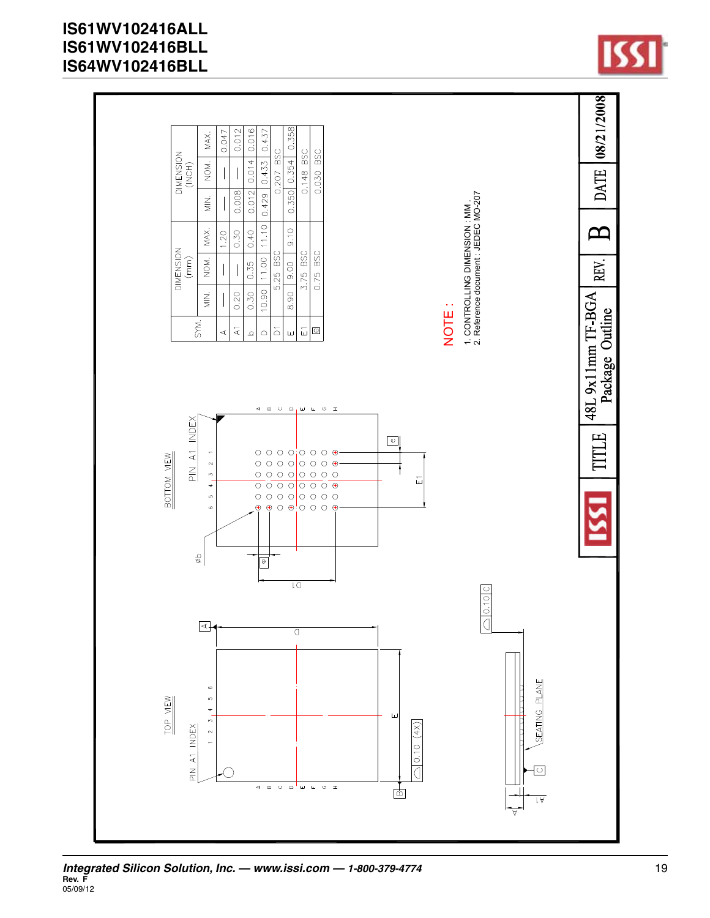| SYM. | DIMENSION (mm) | | | DIMENSION (INCH) | | |
|---|---|---|---|---|---|---|
| | MIN. | NOM. | MAX. | MIN. | NOM. | MAX. |
| A | — | — | 1.20 | — | — | 0.047 |
| A1 | 0.20 | — | 0.30 | 0.008 | — | 0.012 |
| b | 0.30 | 0.35 | 0.40 | 0.012 | 0.014 | 0.016 |
| D | 10.90 | 11.00 | 11.10 | 0.429 | 0.433 | 0.437 |
| D1 | | 5.25 BSC | | | 0.207 BSC | |
| E | 8.90 | 9.00 | 9.10 | 0.350 | 0.354 | 0.358 |
| E1 | | 3.75 BSC | | | 0.148 BSC | |
| e | | 0.75 BSC | | | 0.030 BSC | |

NOTE :

1. CONTROLLING DIMENSION : MM .
2. Reference document : JEDEC MO-207

TOP VIEW

BOTTOM VIEW

PIN A1 INDEX

SEATING PLANE

| TITLE | 48L 9x11mm TF-BGA Package Outline | REV. | B | DATE | 08/21/2008 |
|---|---|---|---|---|---|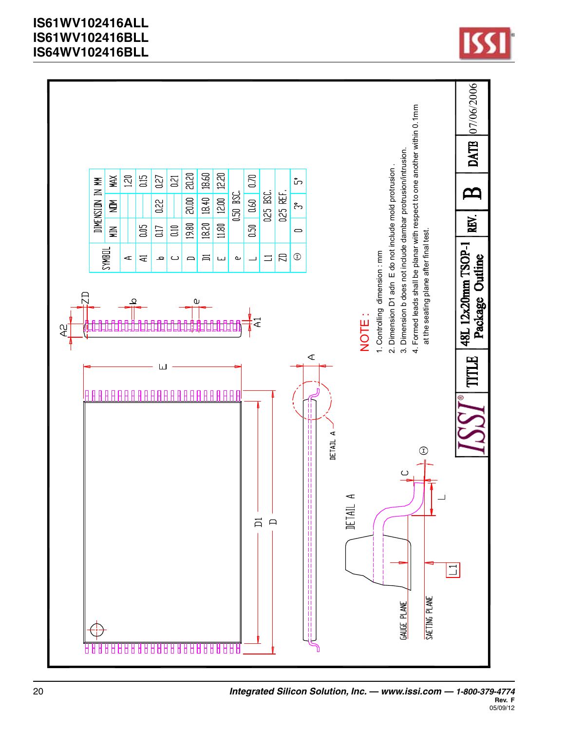| SYMBOL | DIMENSION IN MM | | |
|---|---|---|---|
| | MIN | NOM | MAX |
| A | | | 1.20 |
| A1 | 0.05 | | 0.15 |
| b | 0.17 | 0.22 | 0.27 |
| C | 0.10 | | 0.21 |
| D | 19.80 | 20.00 | 20.20 |
| D1 | 18.20 | 18.40 | 18.60 |
| E | 11.80 | 12.00 | 12.20 |
| e | | 0.50 BSC. | |
| L | 0.50 | 0.60 | 0.70 |
| L1 | | 0.25 BSC. | |
| ZD | | 0.25 REF. | |
| Θ | 0 | 3° | 5° |

NOTE :

1. Controlling dimension : mm
2. Dimension D1 adn E do not include mold protrusion .
3. Dimension b does not include dambar protrusion/intrusion.
4. Formed leads shall be planar with respect to one another within 0.1mm at the seating plane after final test.

ZD
b
e
A2
A1
E
A
D1
D
DETAIL A
C
Θ
L
GAUGE PLANE
SAETING PLANE
L1

| ISSI® | TITLE | 48L 12x20mm TSOP-1 Package Outline | REV. | B | DATE | 07/06/2006 |
|---|---|---|---|---|---|---|